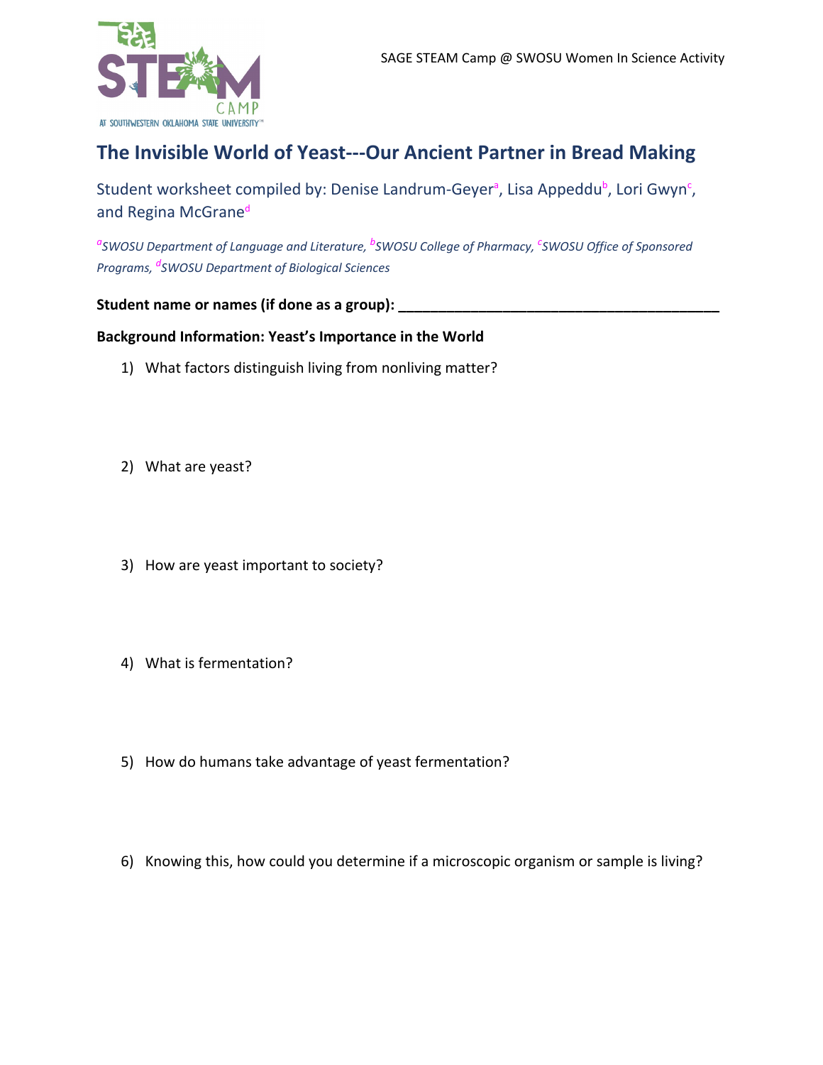SAGE STEAM Camp @ SWOSU Women In Science Activity

# The Invisible World of Yeast---Our Ancient Partner in Bread Making

Student worksheet compiled by: Denise Landrum-Geyer[a], Lisa Appeddu[b], Lori Gwyn[c], and Regina McGrane[d]

*[a]SWOSU Department of Language and Literature, [b]SWOSU College of Pharmacy, [c]SWOSU Office of Sponsored Programs, [d]SWOSU Department of Biological Sciences*

**Student name or names (if done as a group): ___________________________________________**

**Background Information: Yeast's Importance in the World**

1) What factors distinguish living from nonliving matter?

2) What are yeast?

3) How are yeast important to society?

4) What is fermentation?

5) How do humans take advantage of yeast fermentation?

6) Knowing this, how could you determine if a microscopic organism or sample is living?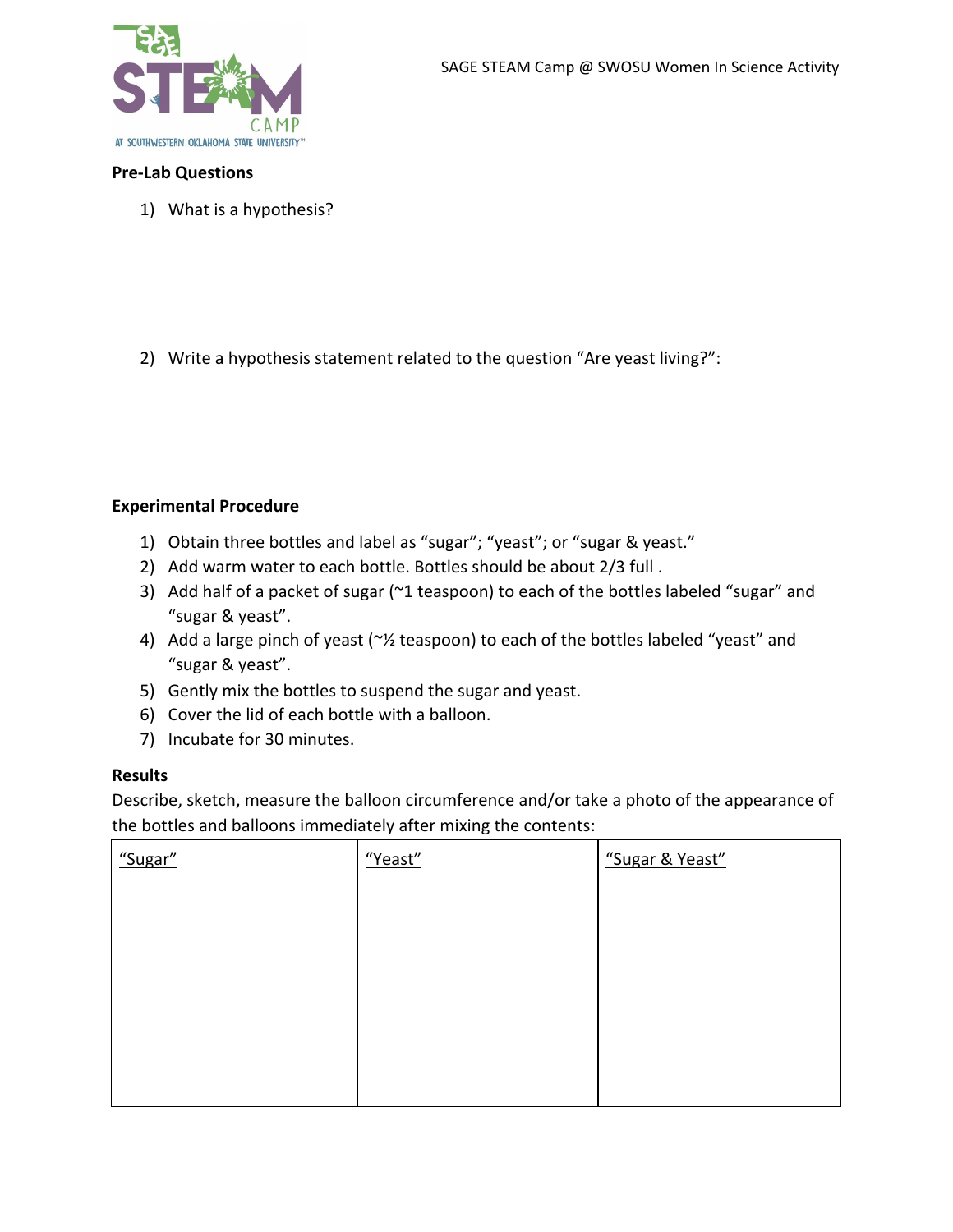**Pre-Lab Questions**

1) What is a hypothesis?

2) Write a hypothesis statement related to the question "Are yeast living?":

**Experimental Procedure**

1) Obtain three bottles and label as "sugar"; "yeast"; or "sugar & yeast."
2) Add warm water to each bottle. Bottles should be about 2/3 full .
3) Add half of a packet of sugar (~1 teaspoon) to each of the bottles labeled "sugar" and "sugar & yeast".
4) Add a large pinch of yeast (~½ teaspoon) to each of the bottles labeled "yeast" and "sugar & yeast".
5) Gently mix the bottles to suspend the sugar and yeast.
6) Cover the lid of each bottle with a balloon.
7) Incubate for 30 minutes.

**Results**

Describe, sketch, measure the balloon circumference and/or take a photo of the appearance of the bottles and balloons immediately after mixing the contents:

| "Sugar" | "Yeast" | "Sugar & Yeast" |
|---|---|---|
| | | |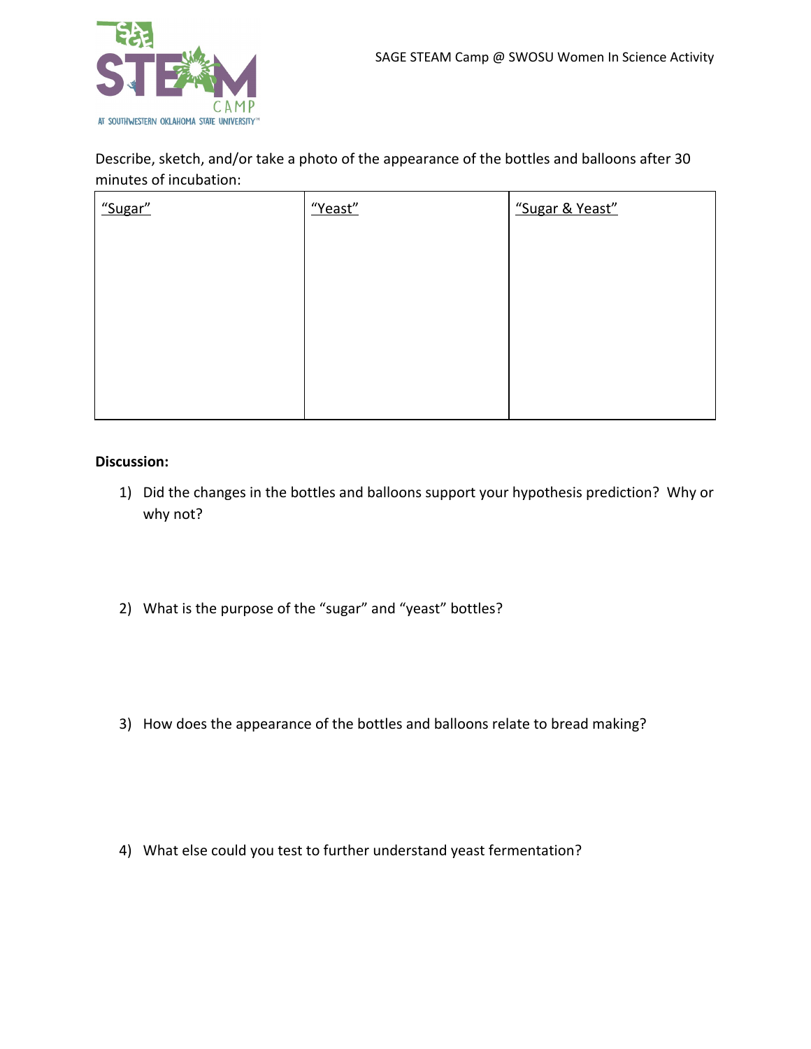Describe, sketch, and/or take a photo of the appearance of the bottles and balloons after 30 minutes of incubation:

| "Sugar" | "Yeast" | "Sugar & Yeast" |
|---|---|---|
| | | |

**Discussion:**

1) Did the changes in the bottles and balloons support your hypothesis prediction? Why or why not?

2) What is the purpose of the "sugar" and "yeast" bottles?

3) How does the appearance of the bottles and balloons relate to bread making?

4) What else could you test to further understand yeast fermentation?